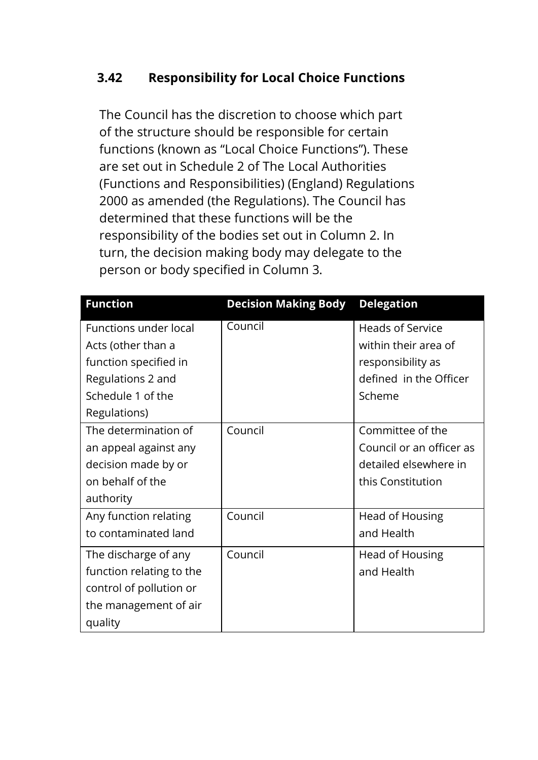### 3.42 Responsibility for Local Choice Functions

The Council has the discretion to choose which part of the structure should be responsible for certain functions (known as “Local Choice Functions”). These are set out in Schedule 2 of The Local Authorities (Functions and Responsibilities) (England) Regulations 2000 as amended (the Regulations). The Council has determined that these functions will be the responsibility of the bodies set out in Column 2. In turn, the decision making body may delegate to the person or body specified in Column 3.

| Function | Decision Making Body | Delegation |
|---|---|---|
| Functions under local Acts (other than a function specified in Regulations 2 and Schedule 1 of the Regulations) | Council | Heads of Service within their area of responsibility as defined in the Officer Scheme |
| The determination of an appeal against any decision made by or on behalf of the authority | Council | Committee of the Council or an officer as detailed elsewhere in this Constitution |
| Any function relating to contaminated land | Council | Head of Housing and Health |
| The discharge of any function relating to the control of pollution or the management of air quality | Council | Head of Housing and Health |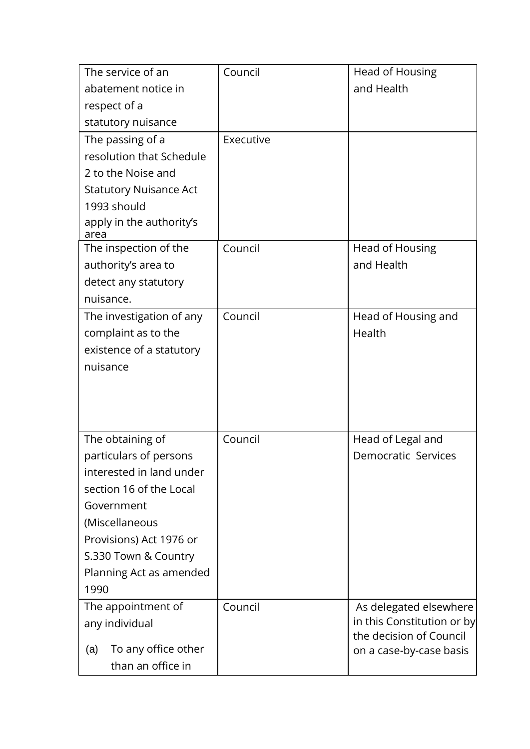| | | |
|---|---|---|
| The service of an abatement notice in respect of a statutory nuisance | Council | Head of Housing and Health |
| The passing of a resolution that Schedule 2 to the Noise and Statutory Nuisance Act 1993 should apply in the authority's area | Executive | |
| The inspection of the authority's area to detect any statutory nuisance. | Council | Head of Housing and Health |
| The investigation of any complaint as to the existence of a statutory nuisance | Council | Head of Housing and Health |
| The obtaining of particulars of persons interested in land under section 16 of the Local Government (Miscellaneous Provisions) Act 1976 or S.330 Town & Country Planning Act as amended 1990 | Council | Head of Legal and Democratic Services |
| The appointment of any individual<br><br>(a) To any office other than an office in | Council | As delegated elsewhere in this Constitution or by the decision of Council on a case-by-case basis |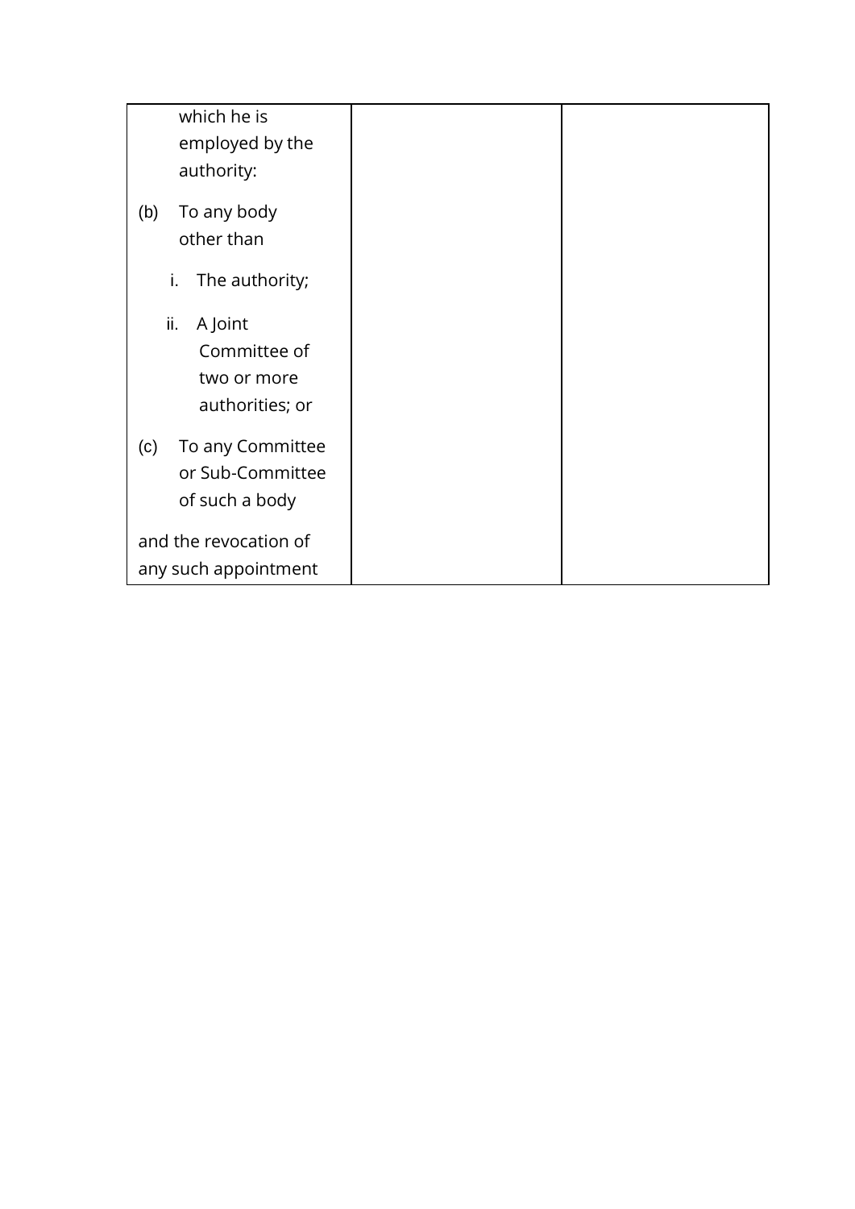| | | |
|---|---|---|
| which he is employed by the authority:<br><br>(b) To any body other than<br><br>i. The authority;<br><br>ii. A Joint Committee of two or more authorities; or<br><br>(c) To any Committee or Sub-Committee of such a body<br><br>and the revocation of any such appointment | | |